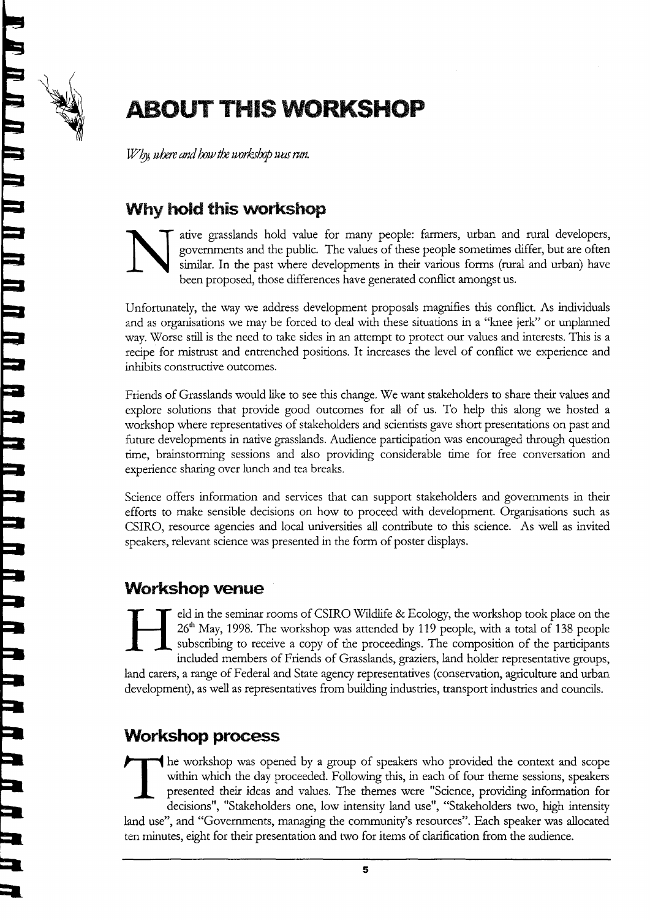# ABOUT THIS WORKSHOP

*Why, where and how the workshop was run.*

## Why hold this workshop

Native grasslands hold value for many people: farmers, urban and rural developers, governments and the public. The values of these people sometimes differ, but are often similar. In the past where developments in their various forms (rural and urban) have been proposed, those differences have generated conflict amongst us.

Unfortunately, the way we address development proposals magnifies this conflict. As individuals and as organisations we may be forced to deal with these situations in a "knee jerk" or unplanned way. Worse still is the need to take sides in an attempt to protect our values and interests. This is a recipe for mistrust and entrenched positions. It increases the level of conflict we experience and inhibits constructive outcomes.

Friends of Grasslands would like to see this change. We want stakeholders to share their values and explore solutions that provide good outcomes for all of us. To help this along we hosted a workshop where representatives of stakeholders and scientists gave short presentations on past and future developments in native grasslands. Audience participation was encouraged through question time, brainstorming sessions and also providing considerable time for free conversation and experience sharing over lunch and tea breaks.

Science offers information and services that can support stakeholders and governments in their efforts to make sensible decisions on how to proceed with development. Organisations such as CSIRO, resource agencies and local universities all contribute to this science. As well as invited speakers, relevant science was presented in the form of poster displays.

## Workshop venue

Held in the seminar rooms of CSIRO Wildlife & Ecology, the workshop took place on the 26th May, 1998. The workshop was attended by 119 people, with a total of 138 people subscribing to receive a copy of the proceedings. The composition of the participants included members of Friends of Grasslands, graziers, land holder representative groups, land carers, a range of Federal and State agency representatives (conservation, agriculture and urban development), as well as representatives from building industries, transport industries and councils.

## Workshop process

The workshop was opened by a group of speakers who provided the context and scope within which the day proceeded. Following this, in each of four theme sessions, speakers presented their ideas and values. The themes were "Science, providing information for decisions", "Stakeholders one, low intensity land use", "Stakeholders two, high intensity land use", and "Governments, managing the community's resources". Each speaker was allocated ten minutes, eight for their presentation and two for items of clarification from the audience.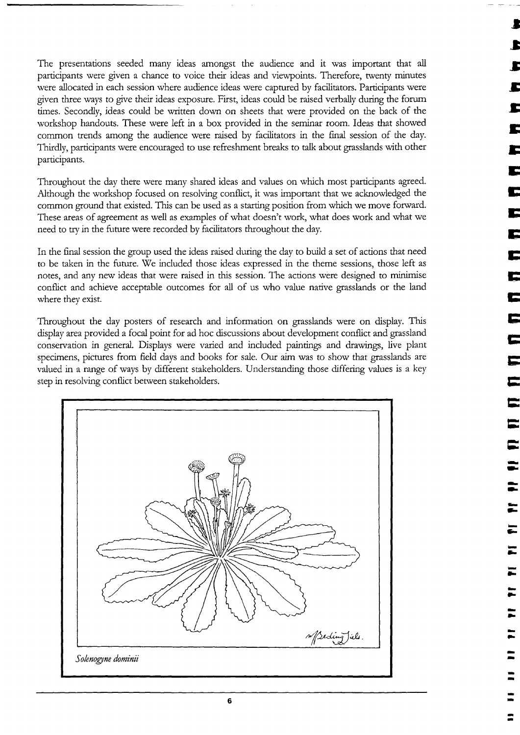The presentations seeded many ideas amongst the audience and it was important that all participants were given a chance to voice their ideas and viewpoints. Therefore, twenty minutes were allocated in each session where audience ideas were captured by facilitators. Participants were given three ways to give their ideas exposure. First, ideas could be raised verbally during the forum times. Secondly, ideas could be written down on sheets that were provided on the back of the workshop handouts. These were left in a box provided in the seminar room. Ideas that showed common trends among the audience were raised by facilitators in the final session of the day. Thirdly, participants were encouraged to use refreshment breaks to talk about grasslands with other participants.

Throughout the day there were many shared ideas and values on which most participants agreed. Although the workshop focused on resolving conflict, it was important that we acknowledged the common ground that existed. This can be used as a starting position from which we move forward. These areas of agreement as well as examples of what doesn't work, what does work and what we need to try in the future were recorded by facilitators throughout the day.

In the final session the group used the ideas raised during the day to build a set of actions that need to be taken in the future. We included those ideas expressed in the theme sessions, those left as notes, and any new ideas that were raised in this session. The actions were designed to minimise conflict and achieve acceptable outcomes for all of us who value native grasslands or the land where they exist.

Throughout the day posters of research and information on grasslands were on display. This display area provided a focal point for ad hoc discussions about development conflict and grassland conservation in general. Displays were varied and included paintings and drawings, live plant specimens, pictures from field days and books for sale. Our aim was to show that grasslands are valued in a range of ways by different stakeholders. Understanding those differing values is a key step in resolving conflict between stakeholders.

*Solenogyne dominii*